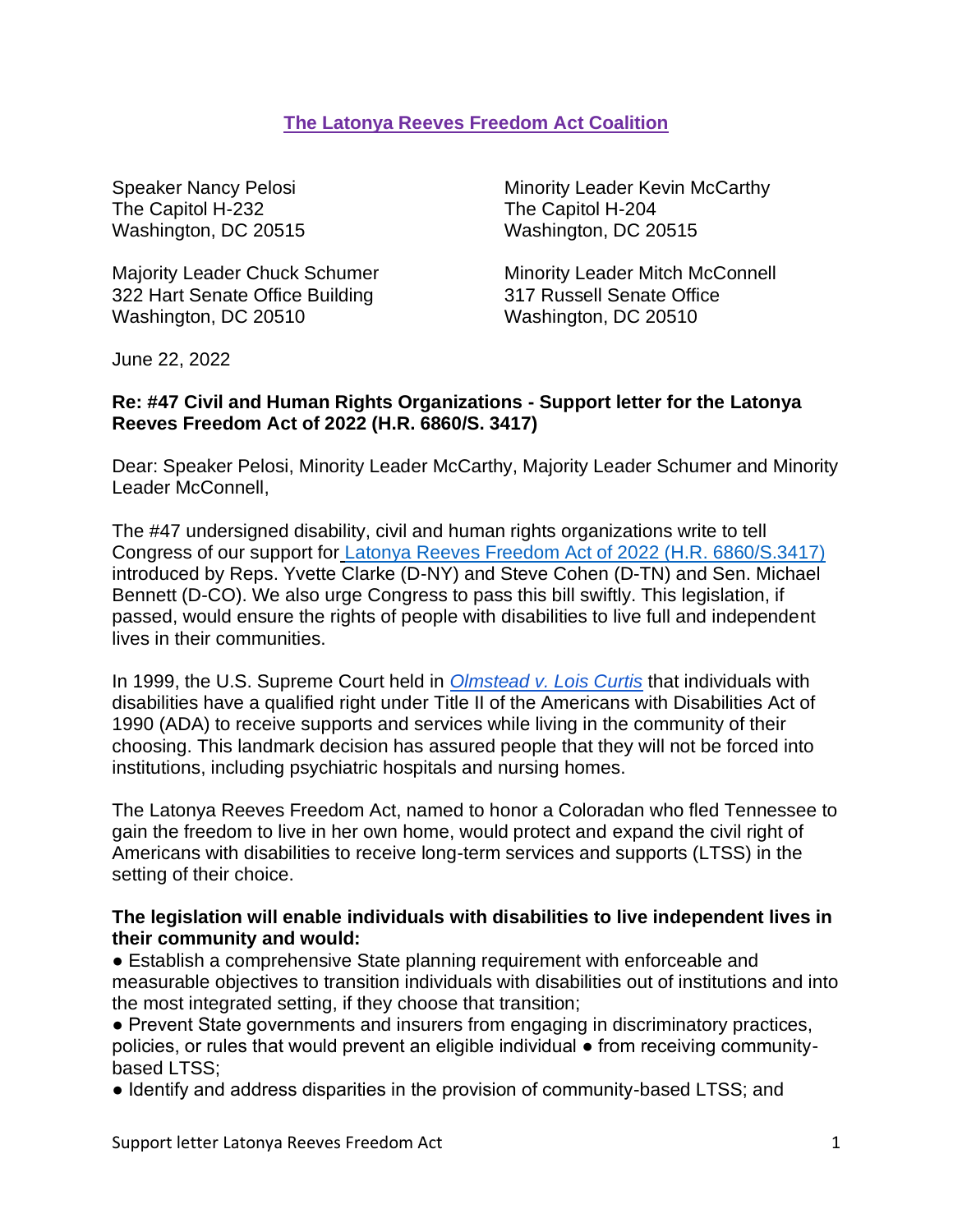**The Latonya Reeves Freedom Act Coalition**

Speaker Nancy Pelosi
The Capitol H-232
Washington, DC 20515

Minority Leader Kevin McCarthy
The Capitol H-204
Washington, DC 20515

Majority Leader Chuck Schumer
322 Hart Senate Office Building
Washington, DC 20510

Minority Leader Mitch McConnell
317 Russell Senate Office
Washington, DC 20510

June 22, 2022

**Re: #47 Civil and Human Rights Organizations - Support letter for the Latonya Reeves Freedom Act of 2022 (H.R. 6860/S. 3417)**

Dear: Speaker Pelosi, Minority Leader McCarthy, Majority Leader Schumer and Minority Leader McConnell,

The #47 undersigned disability, civil and human rights organizations write to tell Congress of our support for Latonya Reeves Freedom Act of 2022 (H.R. 6860/S.3417) introduced by Reps. Yvette Clarke (D-NY) and Steve Cohen (D-TN) and Sen. Michael Bennett (D-CO). We also urge Congress to pass this bill swiftly. This legislation, if passed, would ensure the rights of people with disabilities to live full and independent lives in their communities.

In 1999, the U.S. Supreme Court held in *Olmstead v. Lois Curtis* that individuals with disabilities have a qualified right under Title II of the Americans with Disabilities Act of 1990 (ADA) to receive supports and services while living in the community of their choosing. This landmark decision has assured people that they will not be forced into institutions, including psychiatric hospitals and nursing homes.

The Latonya Reeves Freedom Act, named to honor a Coloradan who fled Tennessee to gain the freedom to live in her own home, would protect and expand the civil right of Americans with disabilities to receive long-term services and supports (LTSS) in the setting of their choice.

**The legislation will enable individuals with disabilities to live independent lives in their community and would:**

- Establish a comprehensive State planning requirement with enforceable and measurable objectives to transition individuals with disabilities out of institutions and into the most integrated setting, if they choose that transition;
- Prevent State governments and insurers from engaging in discriminatory practices, policies, or rules that would prevent an eligible individual ● from receiving community-based LTSS;
- Identify and address disparities in the provision of community-based LTSS; and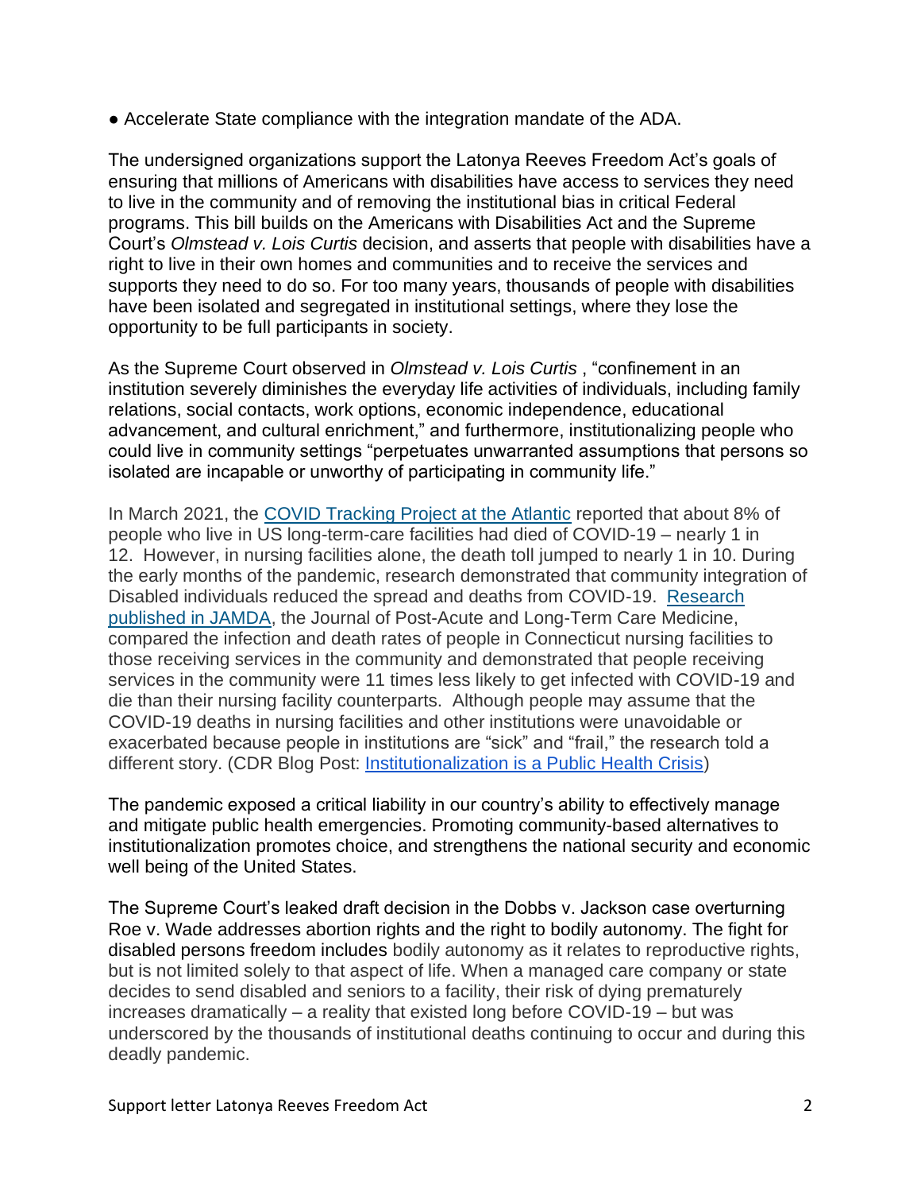- Accelerate State compliance with the integration mandate of the ADA.

The undersigned organizations support the Latonya Reeves Freedom Act's goals of ensuring that millions of Americans with disabilities have access to services they need to live in the community and of removing the institutional bias in critical Federal programs. This bill builds on the Americans with Disabilities Act and the Supreme Court's *Olmstead v. Lois Curtis* decision, and asserts that people with disabilities have a right to live in their own homes and communities and to receive the services and supports they need to do so. For too many years, thousands of people with disabilities have been isolated and segregated in institutional settings, where they lose the opportunity to be full participants in society.

As the Supreme Court observed in *Olmstead v. Lois Curtis* , "confinement in an institution severely diminishes the everyday life activities of individuals, including family relations, social contacts, work options, economic independence, educational advancement, and cultural enrichment," and furthermore, institutionalizing people who could live in community settings "perpetuates unwarranted assumptions that persons so isolated are incapable or unworthy of participating in community life."

In March 2021, the [COVID Tracking Project at the Atlantic]() reported that about 8% of people who live in US long-term-care facilities had died of COVID-19 – nearly 1 in 12. However, in nursing facilities alone, the death toll jumped to nearly 1 in 10. During the early months of the pandemic, research demonstrated that community integration of Disabled individuals reduced the spread and deaths from COVID-19. [Research published in JAMDA](), the Journal of Post-Acute and Long-Term Care Medicine, compared the infection and death rates of people in Connecticut nursing facilities to those receiving services in the community and demonstrated that people receiving services in the community were 11 times less likely to get infected with COVID-19 and die than their nursing facility counterparts. Although people may assume that the COVID-19 deaths in nursing facilities and other institutions were unavoidable or exacerbated because people in institutions are "sick" and "frail," the research told a different story. (CDR Blog Post: [Institutionalization is a Public Health Crisis]())

The pandemic exposed a critical liability in our country's ability to effectively manage and mitigate public health emergencies. Promoting community-based alternatives to institutionalization promotes choice, and strengthens the national security and economic well being of the United States.

The Supreme Court's leaked draft decision in the Dobbs v. Jackson case overturning Roe v. Wade addresses abortion rights and the right to bodily autonomy. The fight for disabled persons freedom includes bodily autonomy as it relates to reproductive rights, but is not limited solely to that aspect of life. When a managed care company or state decides to send disabled and seniors to a facility, their risk of dying prematurely increases dramatically – a reality that existed long before COVID-19 – but was underscored by the thousands of institutional deaths continuing to occur and during this deadly pandemic.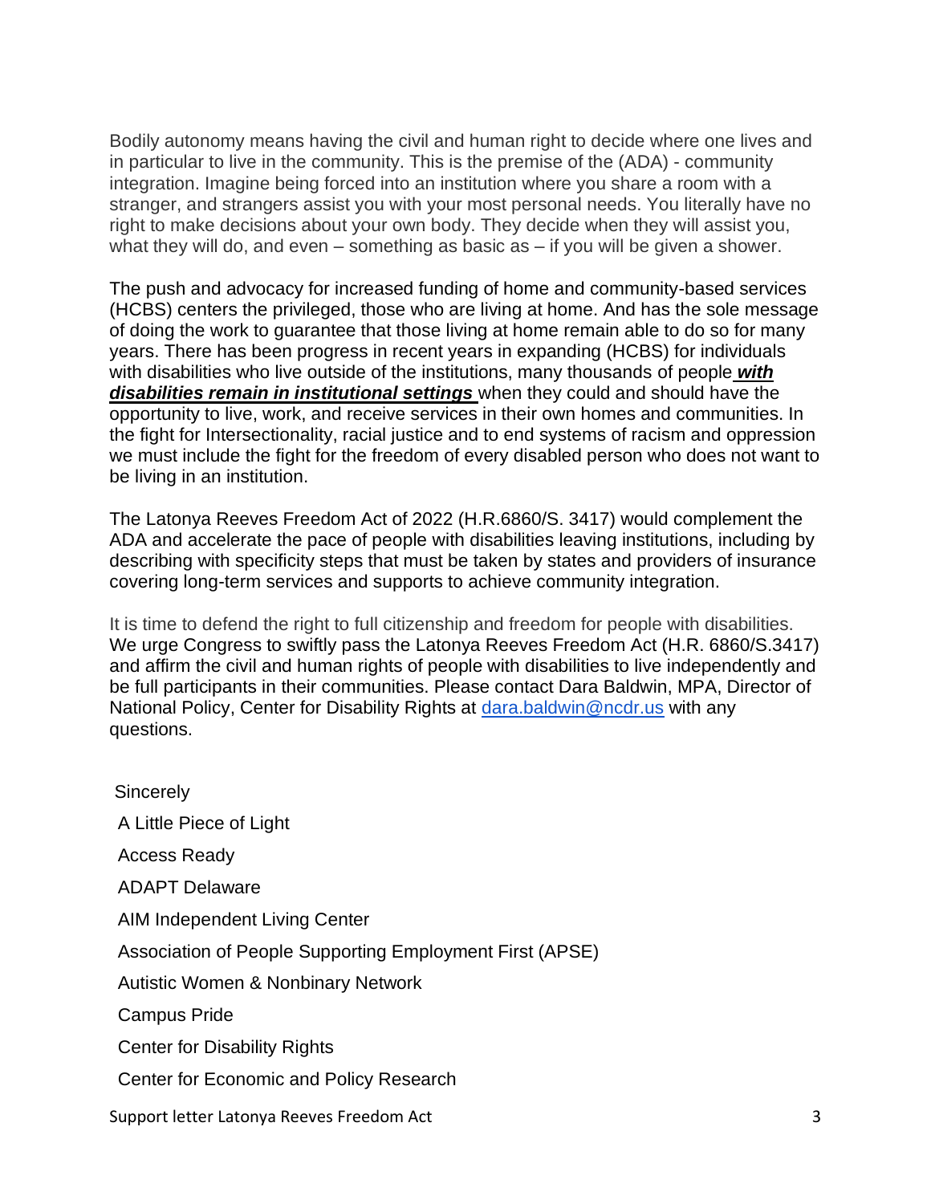Bodily autonomy means having the civil and human right to decide where one lives and in particular to live in the community. This is the premise of the (ADA) - community integration. Imagine being forced into an institution where you share a room with a stranger, and strangers assist you with your most personal needs. You literally have no right to make decisions about your own body. They decide when they will assist you, what they will do, and even – something as basic as – if you will be given a shower.

The push and advocacy for increased funding of home and community-based services (HCBS) centers the privileged, those who are living at home. And has the sole message of doing the work to guarantee that those living at home remain able to do so for many years. There has been progress in recent years in expanding (HCBS) for individuals with disabilities who live outside of the institutions, many thousands of people ***with disabilities remain in institutional settings*** when they could and should have the opportunity to live, work, and receive services in their own homes and communities. In the fight for Intersectionality, racial justice and to end systems of racism and oppression we must include the fight for the freedom of every disabled person who does not want to be living in an institution.

The Latonya Reeves Freedom Act of 2022 (H.R.6860/S. 3417) would complement the ADA and accelerate the pace of people with disabilities leaving institutions, including by describing with specificity steps that must be taken by states and providers of insurance covering long-term services and supports to achieve community integration.

It is time to defend the right to full citizenship and freedom for people with disabilities. We urge Congress to swiftly pass the Latonya Reeves Freedom Act (H.R. 6860/S.3417) and affirm the civil and human rights of people with disabilities to live independently and be full participants in their communities. Please contact Dara Baldwin, MPA, Director of National Policy, Center for Disability Rights at dara.baldwin@ncdr.us with any questions.

Sincerely

A Little Piece of Light

Access Ready

ADAPT Delaware

AIM Independent Living Center

Association of People Supporting Employment First (APSE)

Autistic Women & Nonbinary Network

Campus Pride

Center for Disability Rights

Center for Economic and Policy Research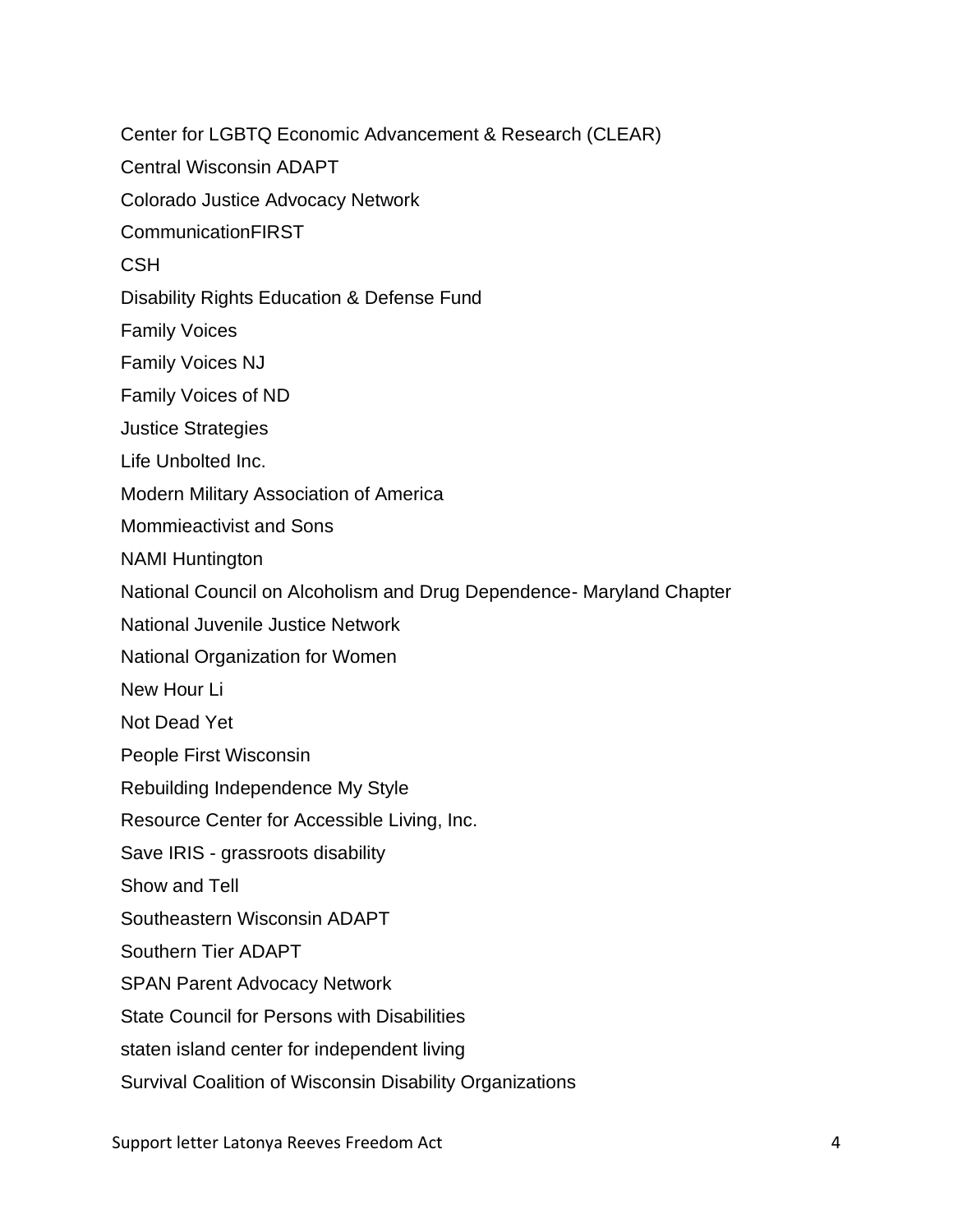Center for LGBTQ Economic Advancement & Research (CLEAR)

Central Wisconsin ADAPT

Colorado Justice Advocacy Network

CommunicationFIRST

CSH

Disability Rights Education & Defense Fund

Family Voices

Family Voices NJ

Family Voices of ND

Justice Strategies

Life Unbolted Inc.

Modern Military Association of America

Mommieactivist and Sons

NAMI Huntington

National Council on Alcoholism and Drug Dependence- Maryland Chapter

National Juvenile Justice Network

National Organization for Women

New Hour Li

Not Dead Yet

People First Wisconsin

Rebuilding Independence My Style

Resource Center for Accessible Living, Inc.

Save IRIS - grassroots disability

Show and Tell

Southeastern Wisconsin ADAPT

Southern Tier ADAPT

SPAN Parent Advocacy Network

State Council for Persons with Disabilities

staten island center for independent living

Survival Coalition of Wisconsin Disability Organizations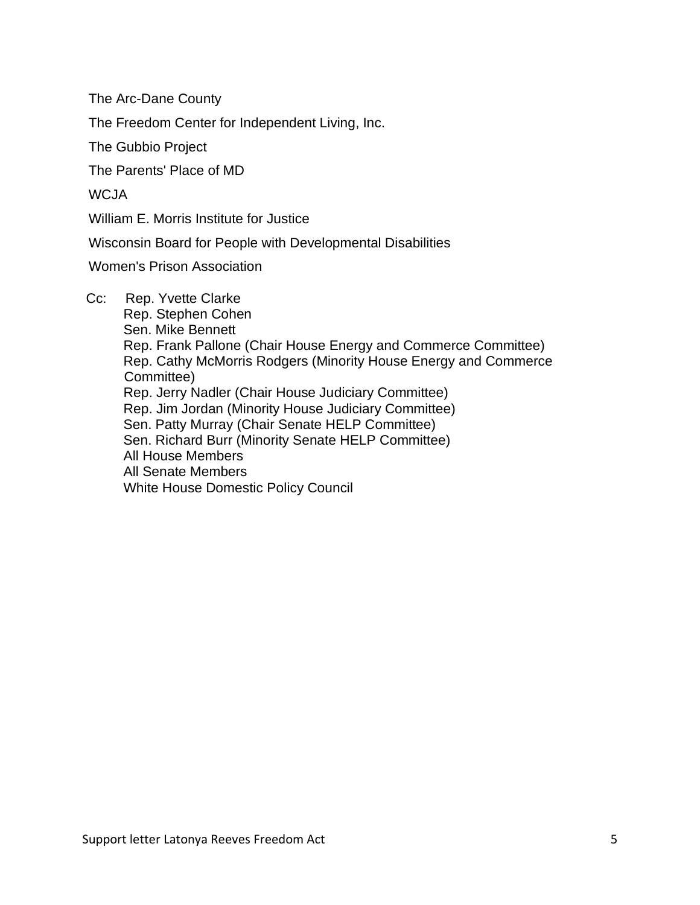The Arc-Dane County

The Freedom Center for Independent Living, Inc.

The Gubbio Project

The Parents' Place of MD

WCJA

William E. Morris Institute for Justice

Wisconsin Board for People with Developmental Disabilities

Women's Prison Association

Cc: Rep. Yvette Clarke
Rep. Stephen Cohen
Sen. Mike Bennett
Rep. Frank Pallone (Chair House Energy and Commerce Committee)
Rep. Cathy McMorris Rodgers (Minority House Energy and Commerce Committee)
Rep. Jerry Nadler (Chair House Judiciary Committee)
Rep. Jim Jordan (Minority House Judiciary Committee)
Sen. Patty Murray (Chair Senate HELP Committee)
Sen. Richard Burr (Minority Senate HELP Committee)
All House Members
All Senate Members
White House Domestic Policy Council